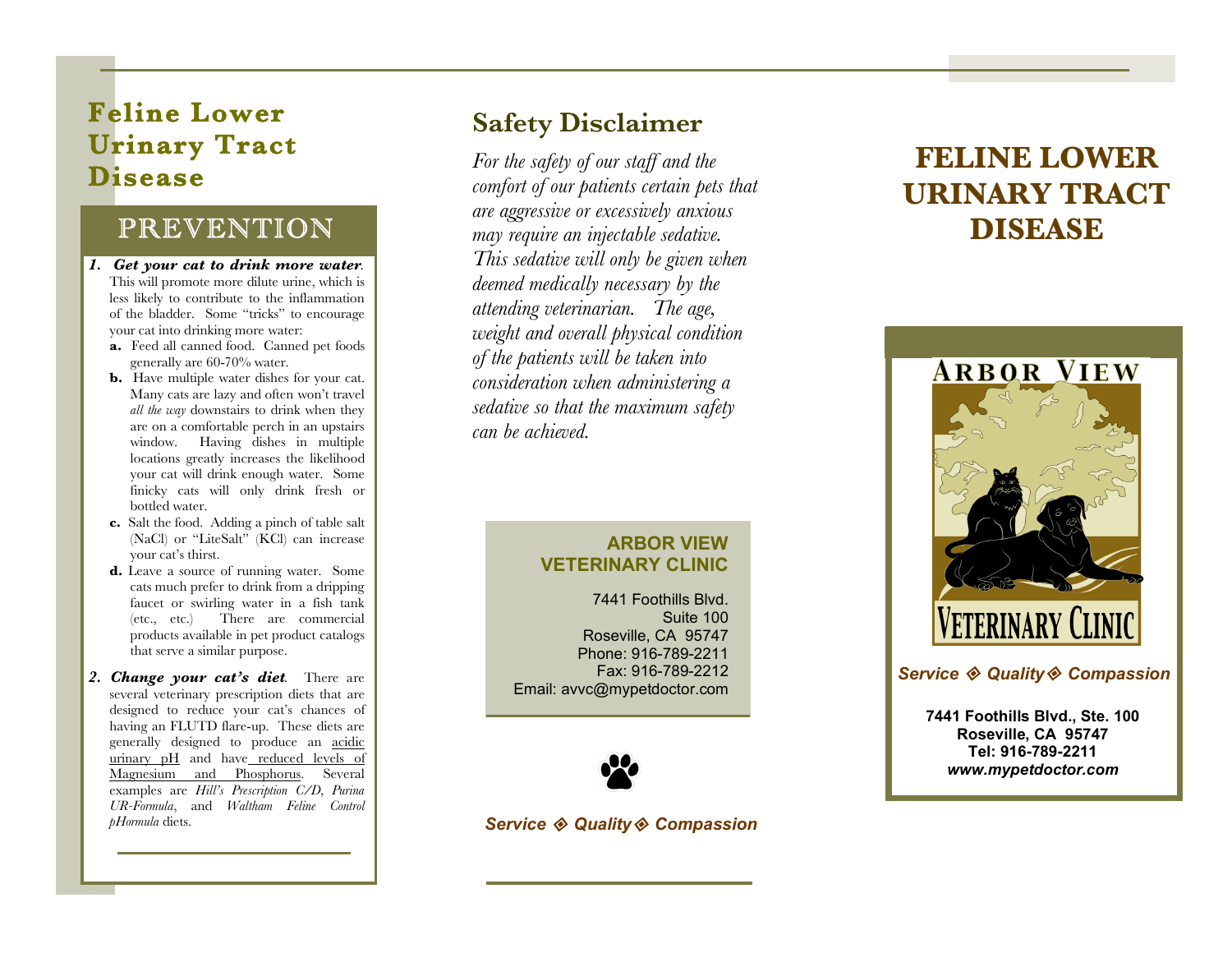# Feline Lower Urinary Tract Disease

## PREVENTION

1. ***Get your cat to drink more water***. This will promote more dilute urine, which is less likely to contribute to the inflammation of the bladder. Some "tricks" to encourage your cat into drinking more water:
   - **a.** Feed all canned food. Canned pet foods generally are 60-70% water.
   - **b.** Have multiple water dishes for your cat. Many cats are lazy and often won't travel *all the way* downstairs to drink when they are on a comfortable perch in an upstairs window. Having dishes in multiple locations greatly increases the likelihood your cat will drink enough water. Some finicky cats will only drink fresh or bottled water.
   - **c.** Salt the food. Adding a pinch of table salt ($NaCl$) or "LiteSalt" ($KCl$) can increase your cat's thirst.
   - **d.** Leave a source of running water. Some cats much prefer to drink from a dripping faucet or swirling water in a fish tank (etc., etc.) There are commercial products available in pet product catalogs that serve a similar purpose.
2. ***Change your cat's diet***. There are several veterinary prescription diets that are designed to reduce your cat's chances of having an FLUTD flare-up. These diets are generally designed to produce an acidic urinary pH and have reduced levels of Magnesium and Phosphorus. Several examples are *Hill's Prescription C/D*, *Purina UR-Formula*, and *Waltham Feline Control pHormula* diets.

## Safety Disclaimer

*For the safety of our staff and the comfort of our patients certain pets that are aggressive or excessively anxious may require an injectable sedative. This sedative will only be given when deemed medically necessary by the attending veterinarian. The age, weight and overall physical condition of the patients will be taken into consideration when administering a sedative so that the maximum safety can be achieved.*

**ARBOR VIEW VETERINARY CLINIC**

7441 Foothills Blvd.
Suite 100
Roseville, CA 95747
Phone: 916-789-2211
Fax: 916-789-2212
Email: avvc@mypetdoctor.com

***Service ◈ Quality ◈ Compassion***

# FELINE LOWER URINARY TRACT DISEASE

ARBOR VIEW VETERINARY CLINIC

***Service ◈ Quality ◈ Compassion***

**7441 Foothills Blvd., Ste. 100**
**Roseville, CA 95747**
**Tel: 916-789-2211**
***www.mypetdoctor.com***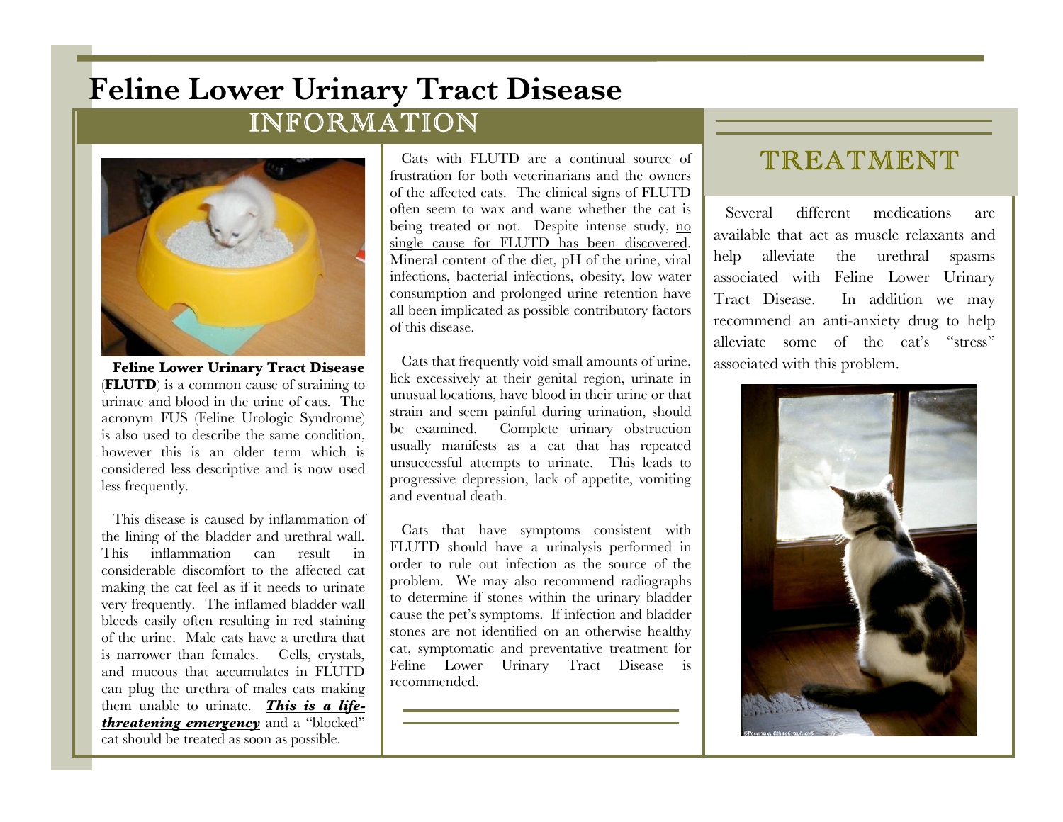# Feline Lower Urinary Tract Disease

## INFORMATION

**Feline Lower Urinary Tract Disease** (**FLUTD**) is a common cause of straining to urinate and blood in the urine of cats. The acronym FUS (Feline Urologic Syndrome) is also used to describe the same condition, however this is an older term which is considered less descriptive and is now used less frequently.

This disease is caused by inflammation of the lining of the bladder and urethral wall. This inflammation can result in considerable discomfort to the affected cat making the cat feel as if it needs to urinate very frequently. The inflamed bladder wall bleeds easily often resulting in red staining of the urine. Male cats have a urethra that is narrower than females. Cells, crystals, and mucous that accumulates in FLUTD can plug the urethra of males cats making them unable to urinate. ***This is a life-threatening emergency*** and a "blocked" cat should be treated as soon as possible.

Cats with FLUTD are a continual source of frustration for both veterinarians and the owners of the affected cats. The clinical signs of FLUTD often seem to wax and wane whether the cat is being treated or not. Despite intense study, no single cause for FLUTD has been discovered. Mineral content of the diet, pH of the urine, viral infections, bacterial infections, obesity, low water consumption and prolonged urine retention have all been implicated as possible contributory factors of this disease.

Cats that frequently void small amounts of urine, lick excessively at their genital region, urinate in unusual locations, have blood in their urine or that strain and seem painful during urination, should be examined. Complete urinary obstruction usually manifests as a cat that has repeated unsuccessful attempts to urinate. This leads to progressive depression, lack of appetite, vomiting and eventual death.

Cats that have symptoms consistent with FLUTD should have a urinalysis performed in order to rule out infection as the source of the problem. We may also recommend radiographs to determine if stones within the urinary bladder cause the pet's symptoms. If infection and bladder stones are not identified on an otherwise healthy cat, symptomatic and preventative treatment for Feline Lower Urinary Tract Disease is recommended.

## TREATMENT

Several different medications are available that act as muscle relaxants and help alleviate the urethral spasms associated with Feline Lower Urinary Tract Disease. In addition we may recommend an anti-anxiety drug to help alleviate some of the cat's "stress" associated with this problem.